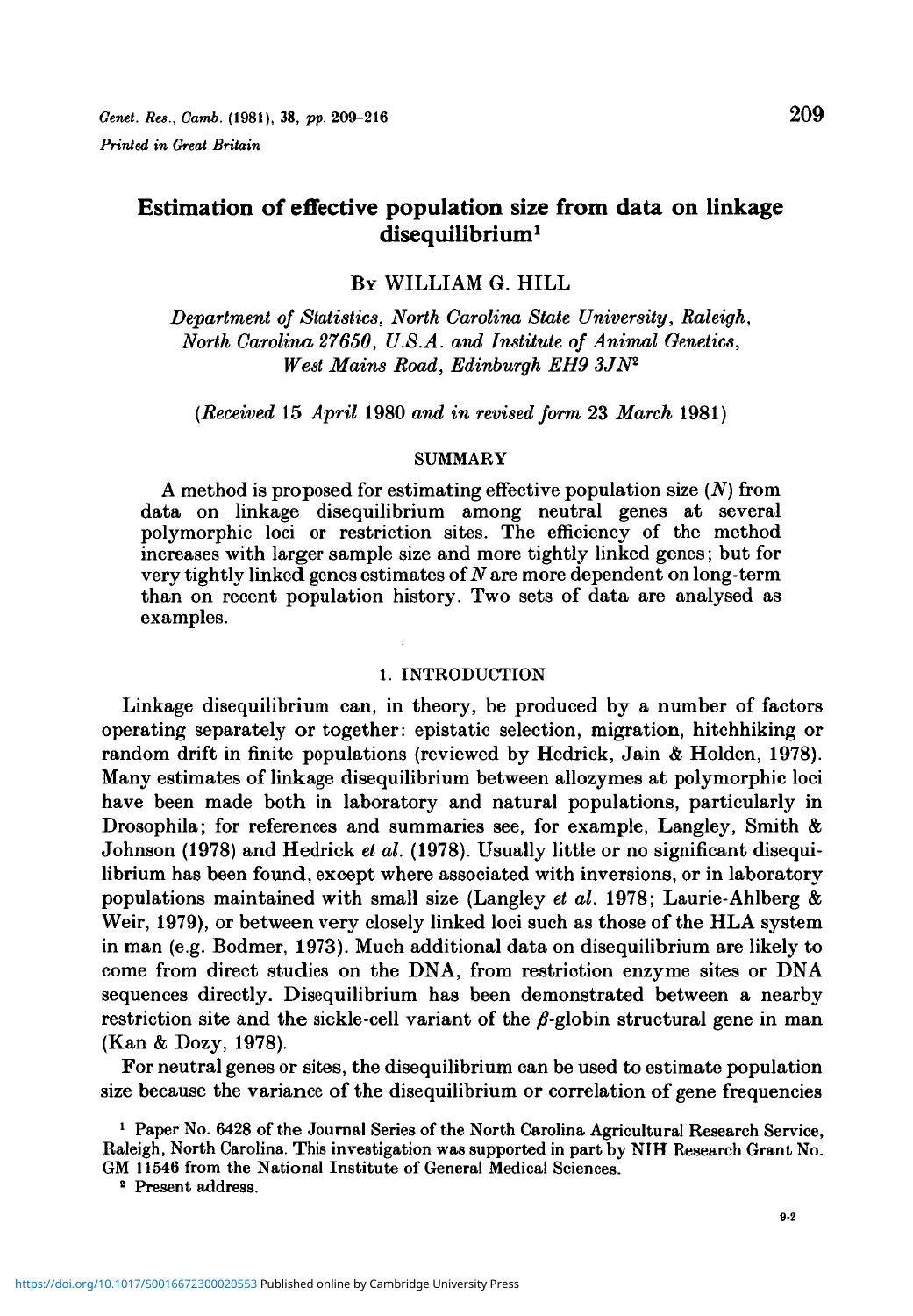# Estimation of effective population size from data on linkage disequilibrium[1]

By WILLIAM G. HILL

*Department of Statistics, North Carolina State University, Raleigh, North Carolina 27650, U.S.A. and Institute of Animal Genetics, West Mains Road, Edinburgh EH9 3JN*[2]

*(Received 15 April 1980 and in revised form 23 March 1981)*

## SUMMARY

A method is proposed for estimating effective population size ($N$) from data on linkage disequilibrium among neutral genes at several polymorphic loci or restriction sites. The efficiency of the method increases with larger sample size and more tightly linked genes; but for very tightly linked genes estimates of $N$ are more dependent on long-term than on recent population history. Two sets of data are analysed as examples.

## 1. INTRODUCTION

Linkage disequilibrium can, in theory, be produced by a number of factors operating separately or together: epistatic selection, migration, hitchhiking or random drift in finite populations (reviewed by Hedrick, Jain & Holden, 1978). Many estimates of linkage disequilibrium between allozymes at polymorphic loci have been made both in laboratory and natural populations, particularly in Drosophila; for references and summaries see, for example, Langley, Smith & Johnson (1978) and Hedrick *et al.* (1978). Usually little or no significant disequilibrium has been found, except where associated with inversions, or in laboratory populations maintained with small size (Langley *et al.* 1978; Laurie-Ahlberg & Weir, 1979), or between very closely linked loci such as those of the HLA system in man (e.g. Bodmer, 1973). Much additional data on disequilibrium are likely to come from direct studies on the DNA, from restriction enzyme sites or DNA sequences directly. Disequilibrium has been demonstrated between a nearby restriction site and the sickle-cell variant of the $\beta$-globin structural gene in man (Kan & Dozy, 1978).

For neutral genes or sites, the disequilibrium can be used to estimate population size because the variance of the disequilibrium or correlation of gene frequencies

[1] Paper No. 6428 of the Journal Series of the North Carolina Agricultural Research Service, Raleigh, North Carolina. This investigation was supported in part by NIH Research Grant No. GM 11546 from the National Institute of General Medical Sciences.

[2] Present address.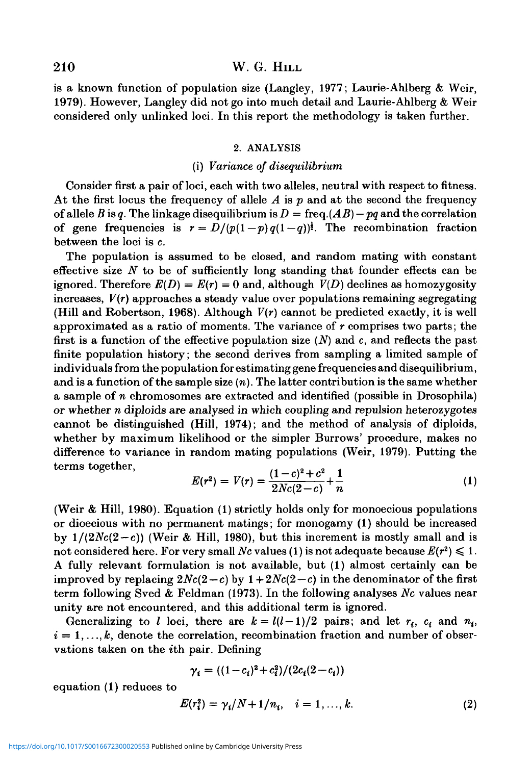is a known function of population size (Langley, 1977; Laurie-Ahlberg & Weir, 1979). However, Langley did not go into much detail and Laurie-Ahlberg & Weir considered only unlinked loci. In this report the methodology is taken further.

## 2. ANALYSIS

### (i) *Variance of disequilibrium*

Consider first a pair of loci, each with two alleles, neutral with respect to fitness. At the first locus the frequency of allele $A$ is $p$ and at the second the frequency of allele $B$ is $q$. The linkage disequilibrium is $D = \text{freq.}(AB) - pq$ and the correlation of gene frequencies is $r = D/(p(1-p)\,q(1-q))^{\frac{1}{2}}$. The recombination fraction between the loci is $c$.

The population is assumed to be closed, and random mating with constant effective size $N$ to be of sufficiently long standing that founder effects can be ignored. Therefore $E(D) = E(r) = 0$ and, although $V(D)$ declines as homozygosity increases, $V(r)$ approaches a steady value over populations remaining segregating (Hill and Robertson, 1968). Although $V(r)$ cannot be predicted exactly, it is well approximated as a ratio of moments. The variance of $r$ comprises two parts; the first is a function of the effective population size ($N$) and $c$, and reflects the past finite population history; the second derives from sampling a limited sample of individuals from the population for estimating gene frequencies and disequilibrium, and is a function of the sample size ($n$). The latter contribution is the same whether a sample of $n$ chromosomes are extracted and identified (possible in Drosophila) or whether $n$ diploids are analysed in which coupling and repulsion heterozygotes cannot be distinguished (Hill, 1974); and the method of analysis of diploids, whether by maximum likelihood or the simpler Burrows' procedure, makes no difference to variance in random mating populations (Weir, 1979). Putting the terms together,

$$E(r^2) = V(r) = \frac{(1-c)^2 + c^2}{2Nc(2-c)} + \frac{1}{n} \tag{1}$$

(Weir & Hill, 1980). Equation (1) strictly holds only for monoecious populations or dioecious with no permanent matings; for monogamy (1) should be increased by $1/(2Nc(2-c))$ (Weir & Hill, 1980), but this increment is mostly small and is not considered here. For very small $Nc$ values (1) is not adequate because $E(r^2) \leqslant 1$. A fully relevant formulation is not available, but (1) almost certainly can be improved by replacing $2Nc(2-c)$ by $1 + 2Nc(2-c)$ in the denominator of the first term following Sved & Feldman (1973). In the following analyses $Nc$ values near unity are not encountered, and this additional term is ignored.

Generalizing to $l$ loci, there are $k = l(l-1)/2$ pairs; and let $r_i$, $c_i$ and $n_i$, $i = 1, \ldots, k$, denote the correlation, recombination fraction and number of observations taken on the $i$th pair. Defining

$$\gamma_i = ((1-c_i)^2 + c_i^2)/(2c_i(2-c_i))$$

equation (1) reduces to

$$E(r_i^2) = \gamma_i/N + 1/n_i, \quad i = 1, \ldots, k. \tag{2}$$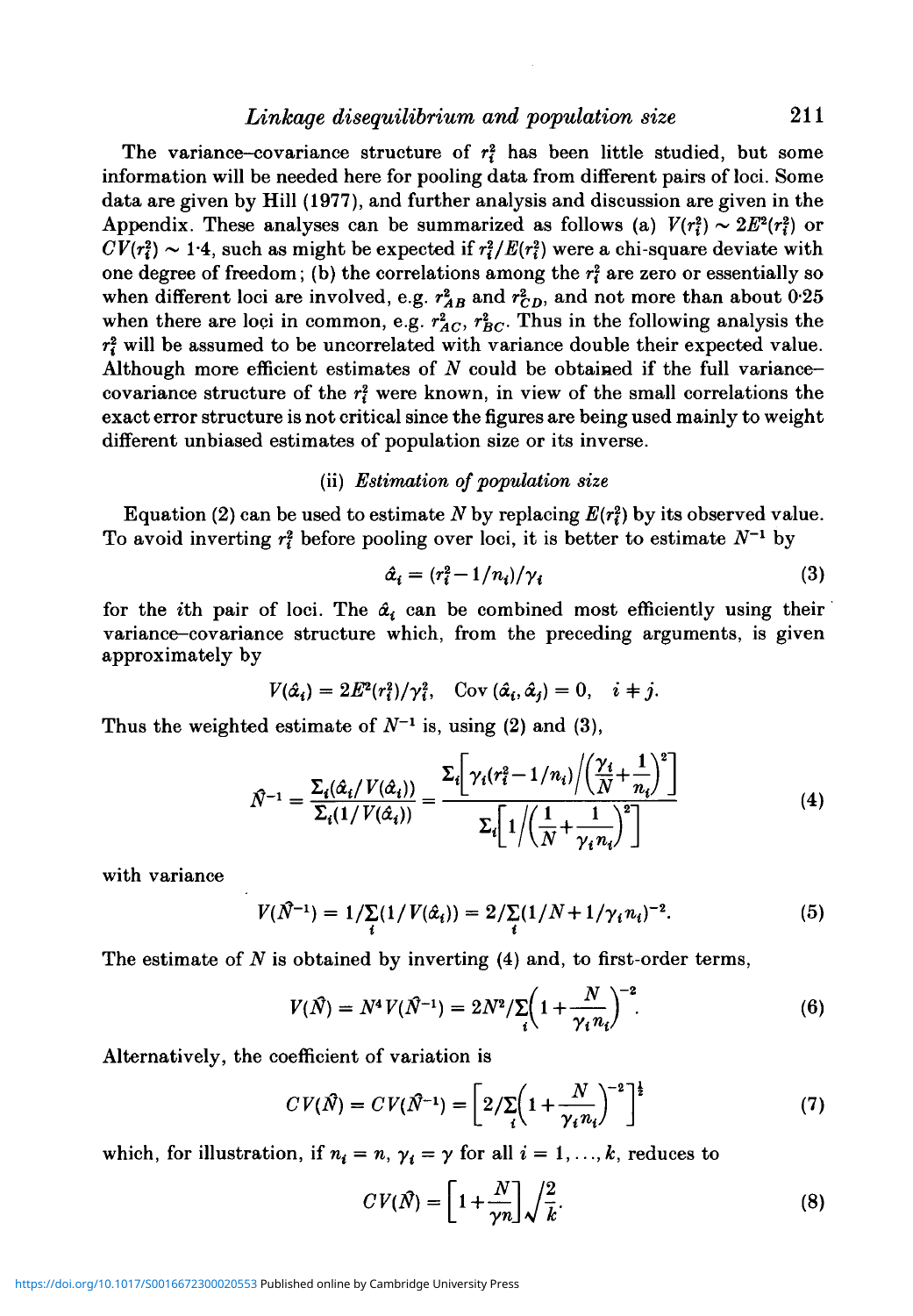The variance–covariance structure of $r_i^2$ has been little studied, but some information will be needed here for pooling data from different pairs of loci. Some data are given by Hill (1977), and further analysis and discussion are given in the Appendix. These analyses can be summarized as follows (a) $V(r_i^2) \sim 2E^2(r_i^2)$ or $CV(r_i^2) \sim 1{\cdot}4$, such as might be expected if $r_i^2/E(r_i^2)$ were a chi-square deviate with one degree of freedom; (b) the correlations among the $r_i^2$ are zero or essentially so when different loci are involved, e.g. $r_{AB}^2$ and $r_{CD}^2$, and not more than about 0·25 when there are loci in common, e.g. $r_{AC}^2$, $r_{BC}^2$. Thus in the following analysis the $r_i^2$ will be assumed to be uncorrelated with variance double their expected value. Although more efficient estimates of $N$ could be obtained if the full variance–covariance structure of the $r_i^2$ were known, in view of the small correlations the exact error structure is not critical since the figures are being used mainly to weight different unbiased estimates of population size or its inverse.

### (ii) *Estimation of population size*

Equation (2) can be used to estimate $N$ by replacing $E(r_i^2)$ by its observed value. To avoid inverting $r_i^2$ before pooling over loci, it is better to estimate $N^{-1}$ by

$$\hat{\alpha}_i = (r_i^2 - 1/n_i)/\gamma_i \tag{3}$$

for the $i$th pair of loci. The $\hat{\alpha}_i$ can be combined most efficiently using their variance–covariance structure which, from the preceding arguments, is given approximately by

$$V(\hat{\alpha}_i) = 2E^2(r_i^2)/\gamma_i^2, \quad \mathrm{Cov}\,(\hat{\alpha}_i, \hat{\alpha}_j) = 0, \quad i \neq j.$$

Thus the weighted estimate of $N^{-1}$ is, using (2) and (3),

$$\hat{N}^{-1} = \frac{\Sigma_i(\hat{\alpha}_i/V(\hat{\alpha}_i))}{\Sigma_i(1/V(\hat{\alpha}_i))} = \frac{\Sigma_i\left[\gamma_i(r_i^2 - 1/n_i)\Big/\left(\dfrac{\gamma_i}{N} + \dfrac{1}{n_i}\right)^2\right]}{\Sigma_i\left[1\Big/\left(\dfrac{1}{N} + \dfrac{1}{\gamma_i n_i}\right)^2\right]} \tag{4}$$

with variance

$$V(\hat{N}^{-1}) = 1/\sum_i(1/V(\hat{\alpha}_i)) = 2/\sum_i(1/N + 1/\gamma_i n_i)^{-2}. \tag{5}$$

The estimate of $N$ is obtained by inverting (4) and, to first-order terms,

$$V(\hat{N}) = N^4 V(\hat{N}^{-1}) = 2N^2/\sum_i\left(1 + \frac{N}{\gamma_i n_i}\right)^{-2}. \tag{6}$$

Alternatively, the coefficient of variation is

$$CV(\hat{N}) = CV(\hat{N}^{-1}) = \left[2/\sum_i\left(1 + \frac{N}{\gamma_i n_i}\right)^{-2}\right]^{\frac{1}{2}} \tag{7}$$

which, for illustration, if $n_i = n$, $\gamma_i = \gamma$ for all $i = 1, \ldots, k$, reduces to

$$CV(\hat{N}) = \left[1 + \frac{N}{\gamma n}\right]\sqrt{\frac{2}{k}}. \tag{8}$$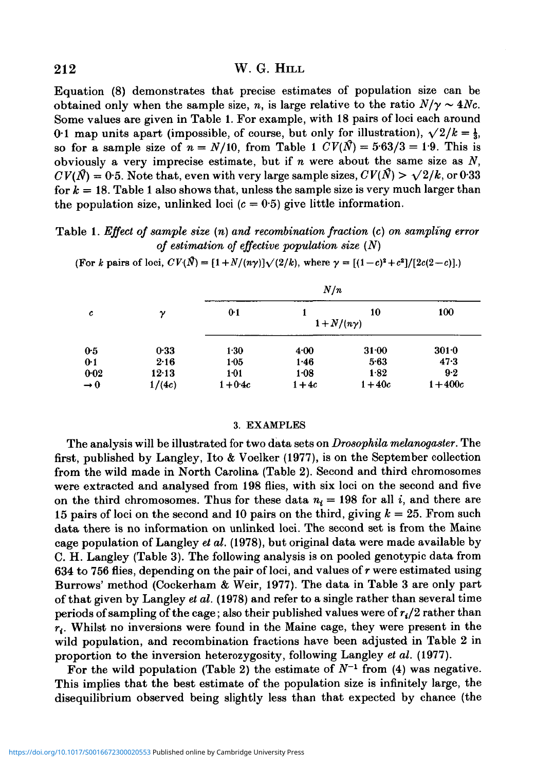Equation (8) demonstrates that precise estimates of population size can be obtained only when the sample size, $n$, is large relative to the ratio $N/\gamma \sim 4Nc$. Some values are given in Table 1. For example, with 18 pairs of loci each around 0·1 map units apart (impossible, of course, but only for illustration), $\sqrt{2/k} = \frac{1}{3}$, so for a sample size of $n = N/10$, from Table 1 $CV(\hat{N}) = 5{\cdot}63/3 = 1{\cdot}9$. This is obviously a very imprecise estimate, but if $n$ were about the same size as $N$, $CV(\hat{N}) = 0{\cdot}5$. Note that, even with very large sample sizes, $CV(\hat{N}) > \sqrt{2/k}$, or 0·33 for $k = 18$. Table 1 also shows that, unless the sample size is very much larger than the population size, unlinked loci ($c = 0{\cdot}5$) give little information.

Table 1. *Effect of sample size* ($n$) *and recombination fraction* ($c$) *on sampling error of estimation of effective population size* ($N$)

(For $k$ pairs of loci, $CV(\hat{N}) = [1+N/(n\gamma)]\sqrt{(2/k)}$, where $\gamma = [(1-c)^2+c^2]/[2c(2-c)]$.)

| | | $N/n$ | | | |
|---|---|---|---|---|---|
| $c$ | $\gamma$ | 0·1 | 1 | 10 | 100 |
| | | $1+N/(n\gamma)$ | | | |
| 0·5 | 0·33 | 1·30 | 4·00 | 31·00 | 301·0 |
| 0·1 | 2·16 | 1·05 | 1·46 | 5·63 | 47·3 |
| 0·02 | 12·13 | 1·01 | 1·08 | 1·82 | 9·2 |
| $\rightarrow 0$ | $1/(4c)$ | $1+0{\cdot}4c$ | $1+4c$ | $1+40c$ | $1+400c$ |

### 3. EXAMPLES

The analysis will be illustrated for two data sets on *Drosophila melanogaster*. The first, published by Langley, Ito & Voelker (1977), is on the September collection from the wild made in North Carolina (Table 2). Second and third chromosomes were extracted and analysed from 198 flies, with six loci on the second and five on the third chromosomes. Thus for these data $n_i = 198$ for all $i$, and there are 15 pairs of loci on the second and 10 pairs on the third, giving $k = 25$. From such data there is no information on unlinked loci. The second set is from the Maine cage population of Langley *et al.* (1978), but original data were made available by C. H. Langley (Table 3). The following analysis is on pooled genotypic data from 634 to 756 flies, depending on the pair of loci, and values of $r$ were estimated using Burrows' method (Cockerham & Weir, 1977). The data in Table 3 are only part of that given by Langley *et al.* (1978) and refer to a single rather than several time periods of sampling of the cage; also their published values were of $r_i/2$ rather than $r_i$. Whilst no inversions were found in the Maine cage, they were present in the wild population, and recombination fractions have been adjusted in Table 2 in proportion to the inversion heterozygosity, following Langley *et al.* (1977).

For the wild population (Table 2) the estimate of $N^{-1}$ from (4) was negative. This implies that the best estimate of the population size is infinitely large, the disequilibrium observed being slightly less than that expected by chance (the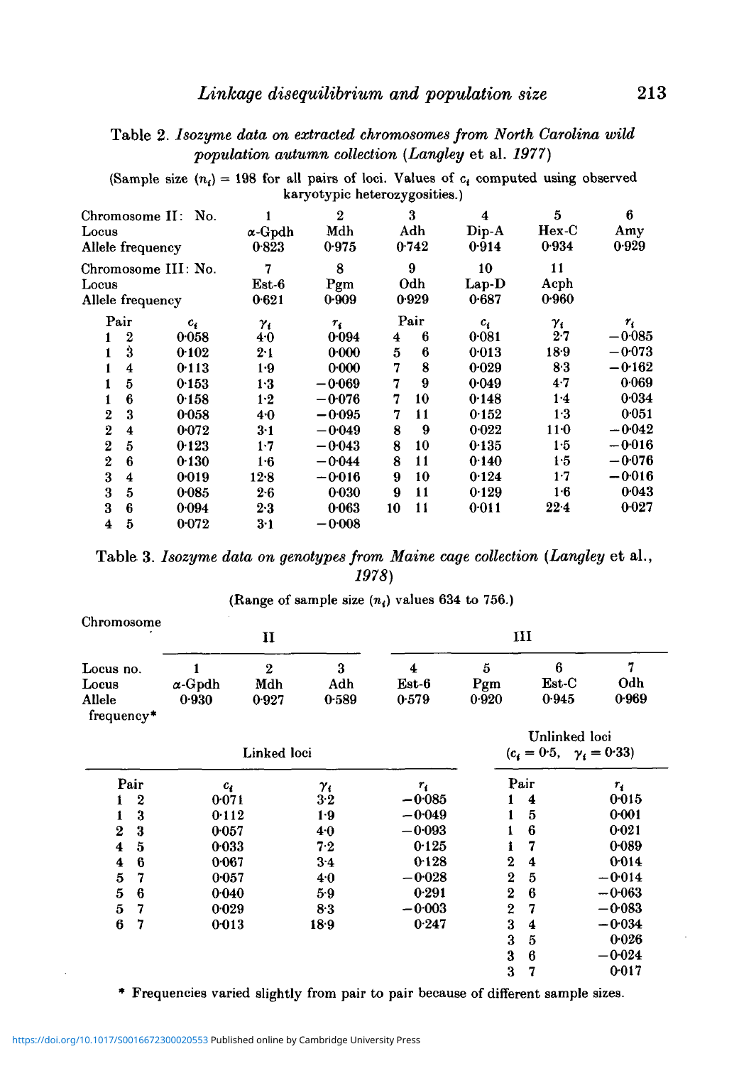Table 2. *Isozyme data on extracted chromosomes from North Carolina wild population autumn collection* (*Langley* et al. *1977*)

(Sample size ($n_i$) = 198 for all pairs of loci. Values of $c_i$ computed using observed karyotypic heterozygosities.)

| Chromosome II: No. | 1 | 2 | 3 | 4 | 5 | 6 |
|---|---|---|---|---|---|---|
| Locus | α-Gpdh | Mdh | Adh | Dip-A | Hex-C | Amy |
| Allele frequency | 0·823 | 0·975 | 0·742 | 0·914 | 0·934 | 0·929 |
| **Chromosome III: No.** | 7 | 8 | 9 | 10 | 11 | |
| Locus | Est-6 | Pgm | Odh | Lap-D | Acph | |
| Allele frequency | 0·621 | 0·909 | 0·929 | 0·687 | 0·960 | |

| Pair | $c_i$ | $\gamma_i$ | $r_i$ | Pair | $c_i$ | $\gamma_i$ | $r_i$ |
|---|---|---|---|---|---|---|---|
| 1 2 | 0·058 | 4·0 | 0·094 | 4 6 | 0·081 | 2·7 | −0·085 |
| 1 3 | 0·102 | 2·1 | 0·000 | 5 6 | 0·013 | 18·9 | −0·073 |
| 1 4 | 0·113 | 1·9 | 0·000 | 7 8 | 0·029 | 8·3 | −0·162 |
| 1 5 | 0·153 | 1·3 | −0·069 | 7 9 | 0·049 | 4·7 | 0·069 |
| 1 6 | 0·158 | 1·2 | −0·076 | 7 10 | 0·148 | 1·4 | 0·034 |
| 2 3 | 0·058 | 4·0 | −0·095 | 7 11 | 0·152 | 1·3 | 0·051 |
| 2 4 | 0·072 | 3·1 | −0·049 | 8 9 | 0·022 | 11·0 | −0·042 |
| 2 5 | 0·123 | 1·7 | −0·043 | 8 10 | 0·135 | 1·5 | −0·016 |
| 2 6 | 0·130 | 1·6 | −0·044 | 8 11 | 0·140 | 1·5 | −0·076 |
| 3 4 | 0·019 | 12·8 | −0·016 | 9 10 | 0·124 | 1·7 | −0·016 |
| 3 5 | 0·085 | 2·6 | 0·030 | 9 11 | 0·129 | 1·6 | 0·043 |
| 3 6 | 0·094 | 2·3 | 0·063 | 10 11 | 0·011 | 22·4 | 0·027 |
| 4 5 | 0·072 | 3·1 | −0·008 | | | | |

Table 3. *Isozyme data on genotypes from Maine cage collection* (*Langley* et al., *1978*)

(Range of sample size ($n_i$) values 634 to 756.)

| Chromosome | II | | | III | | | |
|---|---|---|---|---|---|---|---|
| Locus no. | 1 | 2 | 3 | 4 | 5 | 6 | 7 |
| Locus | α-Gpdh | Mdh | Adh | Est-6 | Pgm | Est-C | Odh |
| Allele frequency* | 0·930 | 0·927 | 0·589 | 0·579 | 0·920 | 0·945 | 0·969 |

| Linked loci | | | | Unlinked loci ($c_i = 0{\cdot}5$, $\gamma_i = 0{\cdot}33$) | |
|---|---|---|---|---|---|
| Pair | $c_i$ | $\gamma_i$ | $r_i$ | Pair | $r_i$ |
| 1 2 | 0·071 | 3·2 | −0·085 | 1 4 | 0·015 |
| 1 3 | 0·112 | 1·9 | −0·049 | 1 5 | 0·001 |
| 2 3 | 0·057 | 4·0 | −0·093 | 1 6 | 0·021 |
| 4 5 | 0·033 | 7·2 | 0·125 | 1 7 | 0·089 |
| 4 6 | 0·067 | 3·4 | 0·128 | 2 4 | 0·014 |
| 5 7 | 0·057 | 4·0 | −0·028 | 2 5 | −0·014 |
| 5 6 | 0·040 | 5·9 | 0·291 | 2 6 | −0·063 |
| 5 7 | 0·029 | 8·3 | −0·003 | 2 7 | −0·083 |
| 6 7 | 0·013 | 18·9 | 0·247 | 3 4 | −0·034 |
| | | | | 3 5 | 0·026 |
| | | | | 3 6 | −0·024 |
| | | | | 3 7 | 0·017 |

\* Frequencies varied slightly from pair to pair because of different sample sizes.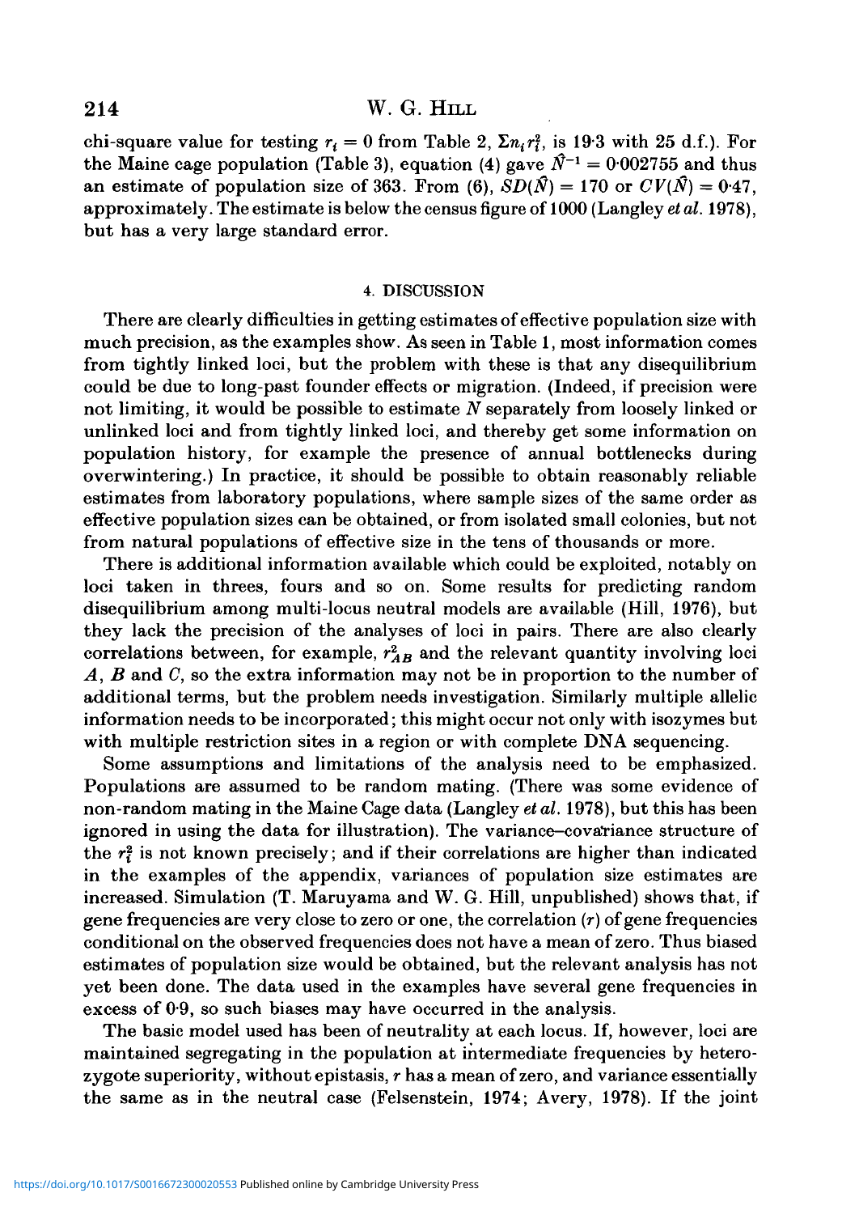chi-square value for testing $r_i = 0$ from Table 2, $\Sigma n_i r_i^2$, is 19·3 with 25 d.f.). For the Maine cage population (Table 3), equation (4) gave $\hat{N}^{-1} = 0{\cdot}002755$ and thus an estimate of population size of 363. From (6), $SD(\hat{N}) = 170$ or $CV(\hat{N}) = 0{\cdot}47$, approximately. The estimate is below the census figure of 1000 (Langley *et al.* 1978), but has a very large standard error.

## 4. DISCUSSION

There are clearly difficulties in getting estimates of effective population size with much precision, as the examples show. As seen in Table 1, most information comes from tightly linked loci, but the problem with these is that any disequilibrium could be due to long-past founder effects or migration. (Indeed, if precision were not limiting, it would be possible to estimate $N$ separately from loosely linked or unlinked loci and from tightly linked loci, and thereby get some information on population history, for example the presence of annual bottlenecks during overwintering.) In practice, it should be possible to obtain reasonably reliable estimates from laboratory populations, where sample sizes of the same order as effective population sizes can be obtained, or from isolated small colonies, but not from natural populations of effective size in the tens of thousands or more.

There is additional information available which could be exploited, notably on loci taken in threes, fours and so on. Some results for predicting random disequilibrium among multi-locus neutral models are available (Hill, 1976), but they lack the precision of the analyses of loci in pairs. There are also clearly correlations between, for example, $r_{AB}^2$ and the relevant quantity involving loci $A$, $B$ and $C$, so the extra information may not be in proportion to the number of additional terms, but the problem needs investigation. Similarly multiple allelic information needs to be incorporated; this might occur not only with isozymes but with multiple restriction sites in a region or with complete DNA sequencing.

Some assumptions and limitations of the analysis need to be emphasized. Populations are assumed to be random mating. (There was some evidence of non-random mating in the Maine Cage data (Langley *et al.* 1978), but this has been ignored in using the data for illustration). The variance–covariance structure of the $r_i^2$ is not known precisely; and if their correlations are higher than indicated in the examples of the appendix, variances of population size estimates are increased. Simulation (T. Maruyama and W. G. Hill, unpublished) shows that, if gene frequencies are very close to zero or one, the correlation ($r$) of gene frequencies conditional on the observed frequencies does not have a mean of zero. Thus biased estimates of population size would be obtained, but the relevant analysis has not yet been done. The data used in the examples have several gene frequencies in excess of 0·9, so such biases may have occurred in the analysis.

The basic model used has been of neutrality at each locus. If, however, loci are maintained segregating in the population at intermediate frequencies by heterozygote superiority, without epistasis, $r$ has a mean of zero, and variance essentially the same as in the neutral case (Felsenstein, 1974; Avery, 1978). If the joint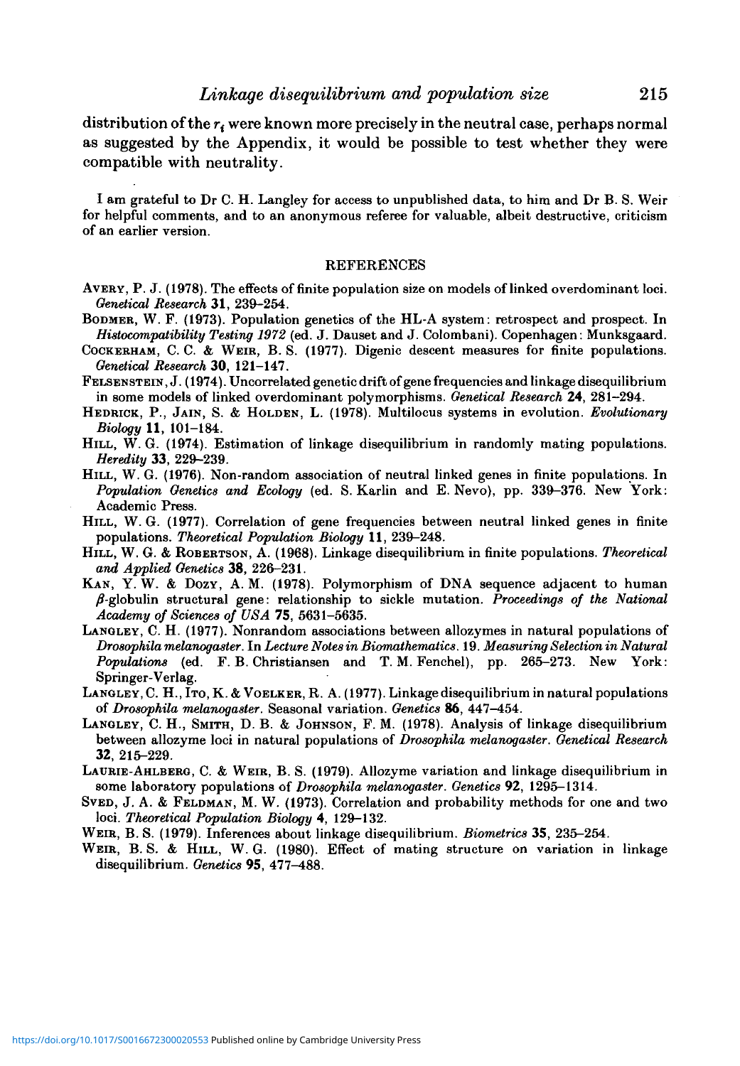distribution of the $r_i$ were known more precisely in the neutral case, perhaps normal as suggested by the Appendix, it would be possible to test whether they were compatible with neutrality.

I am grateful to Dr C. H. Langley for access to unpublished data, to him and Dr B. S. Weir for helpful comments, and to an anonymous referee for valuable, albeit destructive, criticism of an earlier version.

## REFERENCES

AVERY, P. J. (1978). The effects of finite population size on models of linked overdominant loci. *Genetical Research* **31**, 239–254.

BODMER, W. F. (1973). Population genetics of the HL-A system: retrospect and prospect. In *Histocompatibility Testing 1972* (ed. J. Dauset and J. Colombani). Copenhagen: Munksgaard.

COCKERHAM, C. C. & WEIR, B. S. (1977). Digenic descent measures for finite populations. *Genetical Research* **30**, 121–147.

FELSENSTEIN, J. (1974). Uncorrelated genetic drift of gene frequencies and linkage disequilibrium in some models of linked overdominant polymorphisms. *Genetical Research* **24**, 281–294.

HEDRICK, P., JAIN, S. & HOLDEN, L. (1978). Multilocus systems in evolution. *Evolutionary Biology* **11**, 101–184.

HILL, W. G. (1974). Estimation of linkage disequilibrium in randomly mating populations. *Heredity* **33**, 229–239.

HILL, W. G. (1976). Non-random association of neutral linked genes in finite populations. In *Population Genetics and Ecology* (ed. S. Karlin and E. Nevo), pp. 339–376. New York: Academic Press.

HILL, W. G. (1977). Correlation of gene frequencies between neutral linked genes in finite populations. *Theoretical Population Biology* **11**, 239–248.

HILL, W. G. & ROBERTSON, A. (1968). Linkage disequilibrium in finite populations. *Theoretical and Applied Genetics* **38**, 226–231.

KAN, Y. W. & DOZY, A. M. (1978). Polymorphism of DNA sequence adjacent to human $\beta$-globulin structural gene: relationship to sickle mutation. *Proceedings of the National Academy of Sciences of USA* **75**, 5631–5635.

LANGLEY, C. H. (1977). Nonrandom associations between allozymes in natural populations of *Drosophila melanogaster*. In *Lecture Notes in Biomathematics*. 19. *Measuring Selection in Natural Populations* (ed. F. B. Christiansen and T. M. Fenchel), pp. 265–273. New York: Springer-Verlag.

LANGLEY, C. H., ITO, K. & VOELKER, R. A. (1977). Linkage disequilibrium in natural populations of *Drosophila melanogaster*. Seasonal variation. *Genetics* **86**, 447–454.

LANGLEY, C. H., SMITH, D. B. & JOHNSON, F. M. (1978). Analysis of linkage disequilibrium between allozyme loci in natural populations of *Drosophila melanogaster*. *Genetical Research* **32**, 215–229.

LAURIE-AHLBERG, C. & WEIR, B. S. (1979). Allozyme variation and linkage disequilibrium in some laboratory populations of *Drosophila melanogaster*. *Genetics* **92**, 1295–1314.

SVED, J. A. & FELDMAN, M. W. (1973). Correlation and probability methods for one and two loci. *Theoretical Population Biology* **4**, 129–132.

WEIR, B. S. (1979). Inferences about linkage disequilibrium. *Biometrics* **35**, 235–254.

WEIR, B. S. & HILL, W. G. (1980). Effect of mating structure on variation in linkage disequilibrium. *Genetics* **95**, 477–488.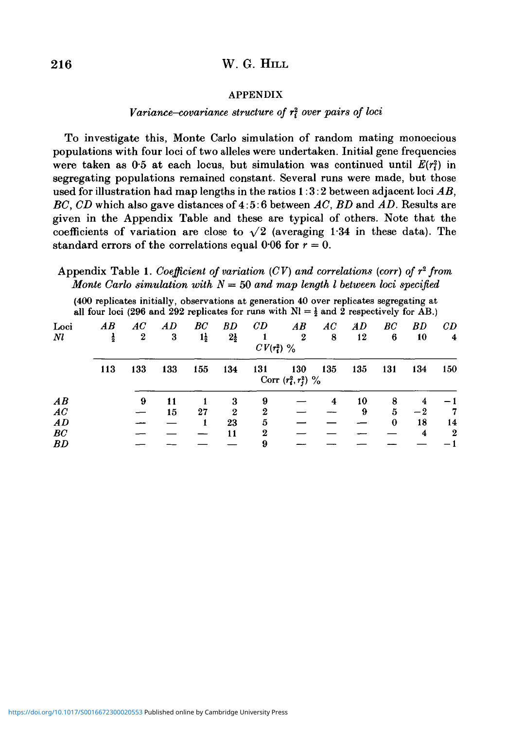## APPENDIX

### *Variance–covariance structure of $r_i^2$ over pairs of loci*

To investigate this, Monte Carlo simulation of random mating monoecious populations with four loci of two alleles were undertaken. Initial gene frequencies were taken as 0·5 at each locus, but simulation was continued until $E(r_i^2)$ in segregating populations remained constant. Several runs were made, but those used for illustration had map lengths in the ratios 1 : 3 : 2 between adjacent loci *AB*, *BC*, *CD* which also gave distances of 4 : 5 : 6 between *AC*, *BD* and *AD*. Results are given in the Appendix Table and these are typical of others. Note that the coefficients of variation are close to $\sqrt{2}$ (averaging 1·34 in these data). The standard errors of the correlations equal 0·06 for $r = 0$.

Appendix Table 1. *Coefficient of variation (CV) and correlations (corr) of $r^2$ from Monte Carlo simulation with $N = 50$ and map length $l$ between loci specified*

(400 replicates initially, observations at generation 40 over replicates segregating at all four loci (296 and 292 replicates for runs with $Nl = \frac{1}{2}$ and 2 respectively for AB.)

| Loci | *AB* | *AC* | *AD* | *BC* | *BD* | *CD* | *AB* | *AC* | *AD* | *BC* | *BD* | *CD* |
|---|---|---|---|---|---|---|---|---|---|---|---|---|
| *Nl* | $\frac{1}{2}$ | 2 | 3 | $1\frac{1}{2}$ | $2\frac{1}{2}$ | 1 | 2 | 8 | 12 | 6 | 10 | 4 |
| | $CV(r_i^2)$ % | | | | | | | | | | | |
| | 113 | 133 | 133 | 155 | 134 | 131 | 130 | 135 | 135 | 131 | 134 | 150 |
| | Corr $(r_i^2, r_j^2)$ % | | | | | | | | | | | |
| *AB* | | 9 | 11 | 1 | 3 | 9 | — | 4 | 10 | 8 | 4 | −1 |
| *AC* | | — | 15 | 27 | 2 | 2 | — | — | 9 | 5 | −2 | 7 |
| *AD* | | — | — | 1 | 23 | 5 | — | — | — | 0 | 18 | 14 |
| *BC* | | — | — | — | 11 | 2 | — | — | — | — | 4 | 2 |
| *BD* | | — | — | — | — | 9 | — | — | — | — | — | −1 |